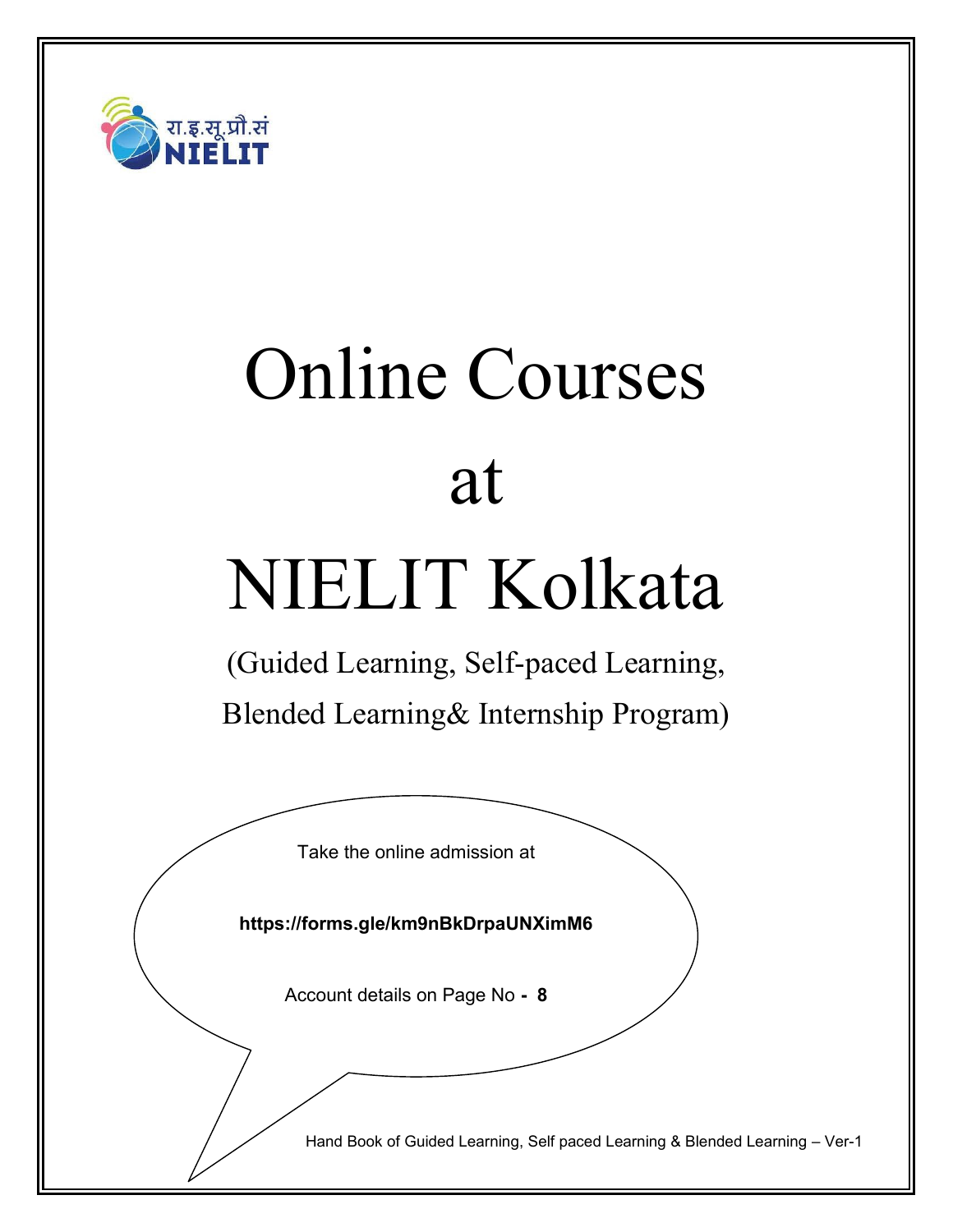रा.इ.सू.प्रौ.सं
NIELIT

# Online Courses
# at
# NIELIT Kolkata

(Guided Learning, Self-paced Learning, Blended Learning& Internship Program)

Take the online admission at

**https://forms.gle/km9nBkDrpaUNXimM6**

Account details on Page No **- 8**

Hand Book of Guided Learning, Self paced Learning & Blended Learning – Ver-1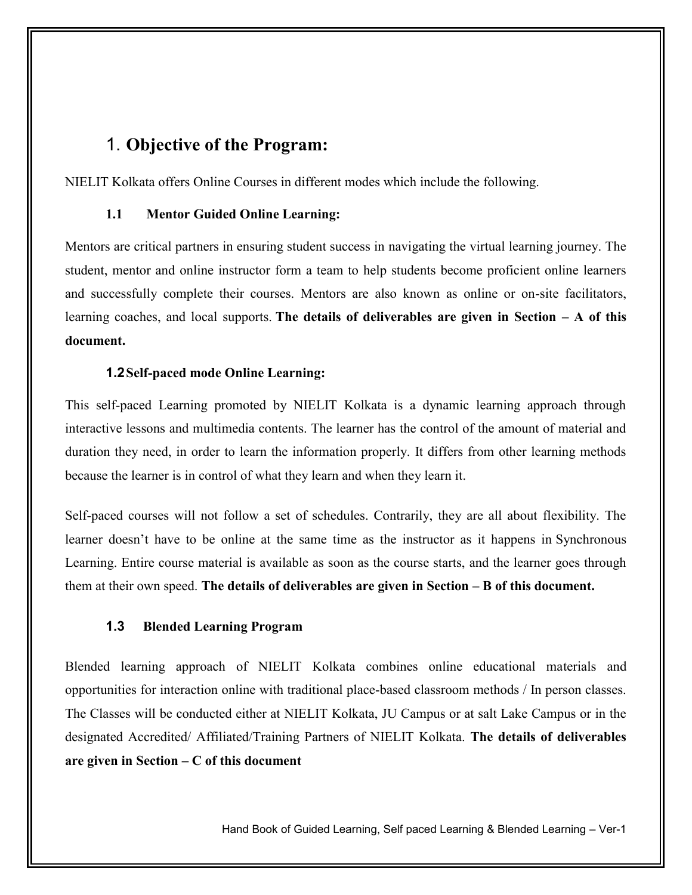# 1. Objective of the Program:

NIELIT Kolkata offers Online Courses in different modes which include the following.

### 1.1 Mentor Guided Online Learning:

Mentors are critical partners in ensuring student success in navigating the virtual learning journey. The student, mentor and online instructor form a team to help students become proficient online learners and successfully complete their courses. Mentors are also known as online or on-site facilitators, learning coaches, and local supports. **The details of deliverables are given in Section – A of this document.**

### 1.2 Self-paced mode Online Learning:

This self-paced Learning promoted by NIELIT Kolkata is a dynamic learning approach through interactive lessons and multimedia contents. The learner has the control of the amount of material and duration they need, in order to learn the information properly. It differs from other learning methods because the learner is in control of what they learn and when they learn it.

Self-paced courses will not follow a set of schedules. Contrarily, they are all about flexibility. The learner doesn't have to be online at the same time as the instructor as it happens in Synchronous Learning. Entire course material is available as soon as the course starts, and the learner goes through them at their own speed. **The details of deliverables are given in Section – B of this document.**

### 1.3 Blended Learning Program

Blended learning approach of NIELIT Kolkata combines online educational materials and opportunities for interaction online with traditional place-based classroom methods / In person classes. The Classes will be conducted either at NIELIT Kolkata, JU Campus or at salt Lake Campus or in the designated Accredited/ Affiliated/Training Partners of NIELIT Kolkata. **The details of deliverables are given in Section – C of this document**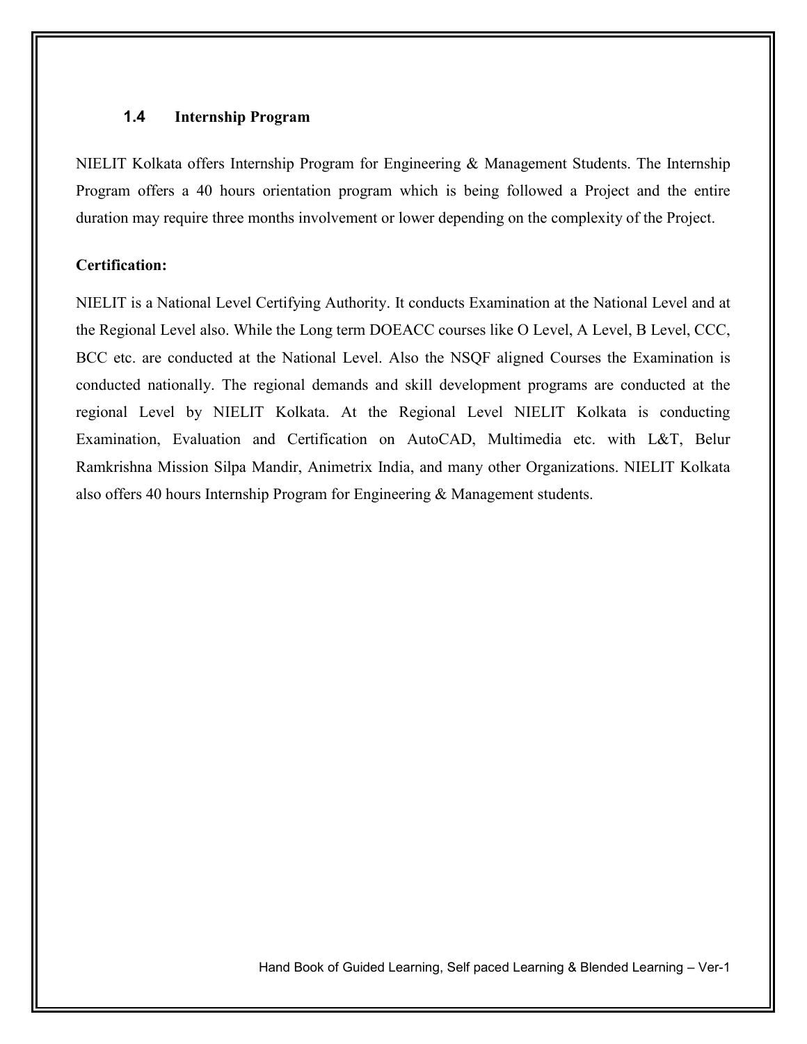### 1.4 Internship Program

NIELIT Kolkata offers Internship Program for Engineering & Management Students. The Internship Program offers a 40 hours orientation program which is being followed a Project and the entire duration may require three months involvement or lower depending on the complexity of the Project.

**Certification:**

NIELIT is a National Level Certifying Authority. It conducts Examination at the National Level and at the Regional Level also. While the Long term DOEACC courses like O Level, A Level, B Level, CCC, BCC etc. are conducted at the National Level. Also the NSQF aligned Courses the Examination is conducted nationally. The regional demands and skill development programs are conducted at the regional Level by NIELIT Kolkata. At the Regional Level NIELIT Kolkata is conducting Examination, Evaluation and Certification on AutoCAD, Multimedia etc. with L&T, Belur Ramkrishna Mission Silpa Mandir, Animetrix India, and many other Organizations. NIELIT Kolkata also offers 40 hours Internship Program for Engineering & Management students.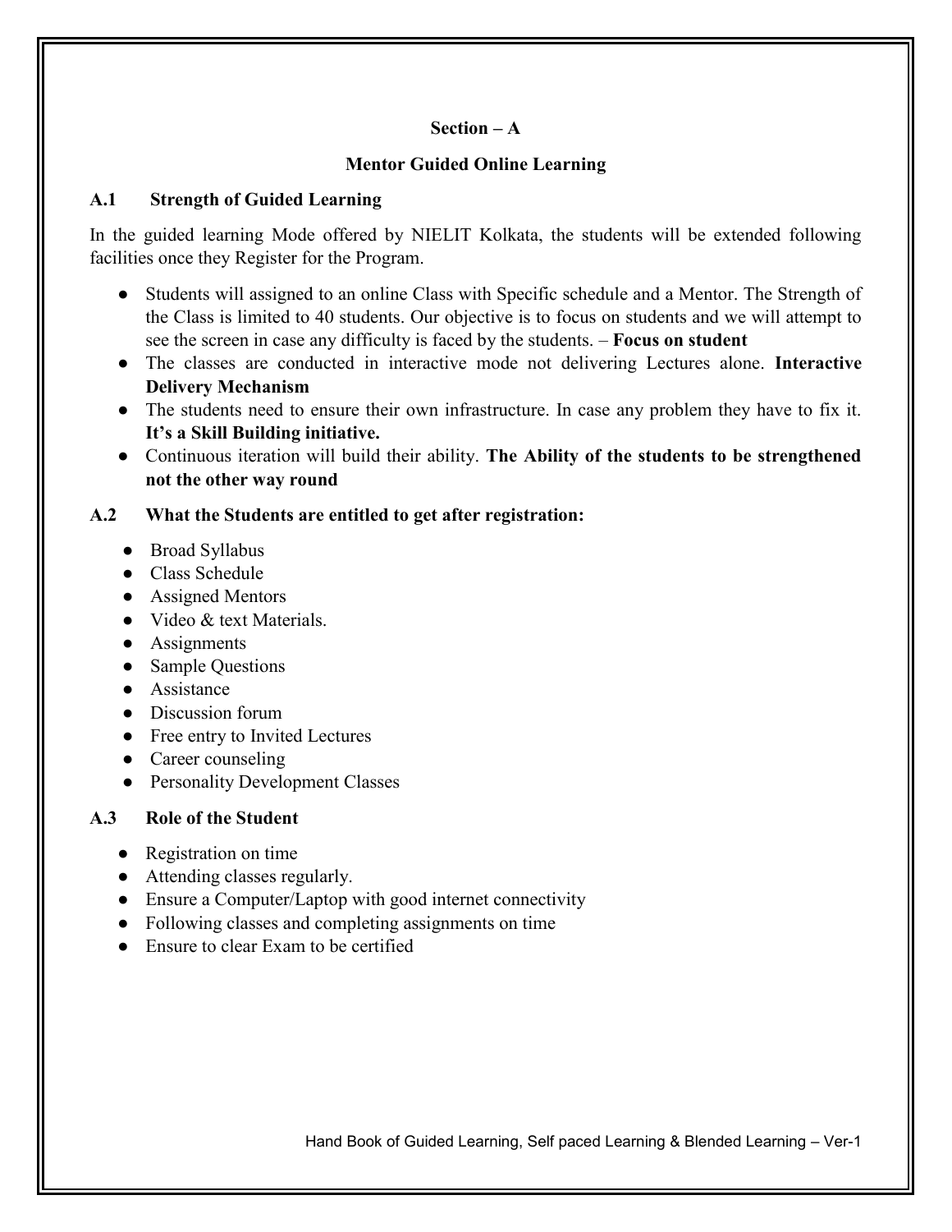## Section – A

## Mentor Guided Online Learning

### A.1 Strength of Guided Learning

In the guided learning Mode offered by NIELIT Kolkata, the students will be extended following facilities once they Register for the Program.

- Students will assigned to an online Class with Specific schedule and a Mentor. The Strength of the Class is limited to 40 students. Our objective is to focus on students and we will attempt to see the screen in case any difficulty is faced by the students. – **Focus on student**
- The classes are conducted in interactive mode not delivering Lectures alone. **Interactive Delivery Mechanism**
- The students need to ensure their own infrastructure. In case any problem they have to fix it. **It's a Skill Building initiative.**
- Continuous iteration will build their ability. **The Ability of the students to be strengthened not the other way round**

### A.2 What the Students are entitled to get after registration:

- Broad Syllabus
- Class Schedule
- Assigned Mentors
- Video & text Materials.
- Assignments
- Sample Questions
- Assistance
- Discussion forum
- Free entry to Invited Lectures
- Career counseling
- Personality Development Classes

### A.3 Role of the Student

- Registration on time
- Attending classes regularly.
- Ensure a Computer/Laptop with good internet connectivity
- Following classes and completing assignments on time
- Ensure to clear Exam to be certified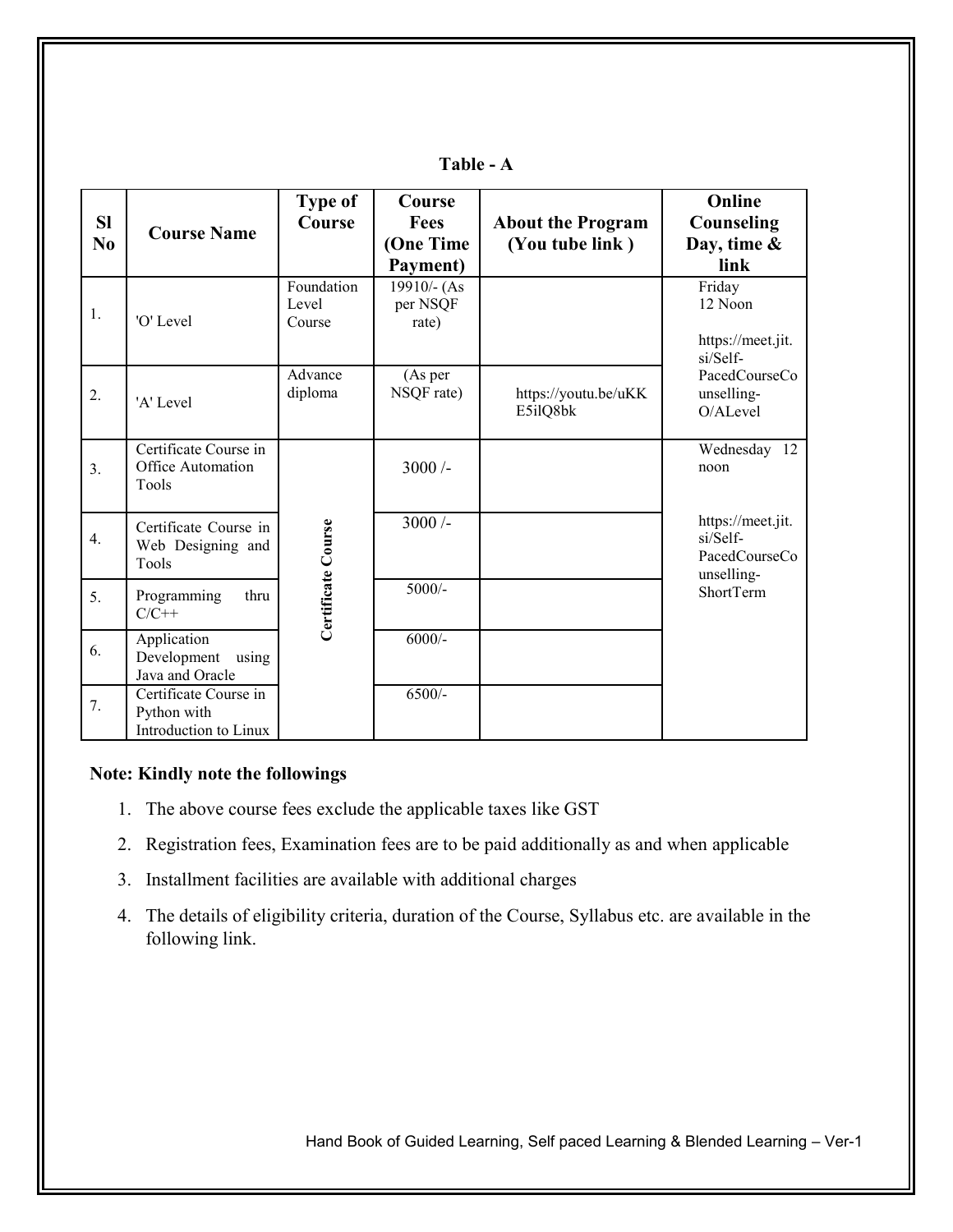**Table - A**

| Sl No | Course Name | Type of Course | Course Fees (One Time Payment) | About the Program (You tube link ) | Online Counseling Day, time & link |
|---|---|---|---|---|---|
| 1. | 'O' Level | Foundation Level Course | 19910/- (As per NSQF rate) | | Friday 12 Noon https://meet.jit.si/Self-PacedCourseCounselling-O/ALevel |
| 2. | 'A' Level | Advance diploma | (As per NSQF rate) | https://youtu.be/uKKE5ilQ8bk | |
| 3. | Certificate Course in Office Automation Tools | Certificate Course | 3000 /- | | Wednesday 12 noon https://meet.jit.si/Self-PacedCourseCounselling-ShortTerm |
| 4. | Certificate Course in Web Designing and Tools | | 3000 /- | | |
| 5. | Programming thru C/C++ | | 5000/- | | |
| 6. | Application Development using Java and Oracle | | 6000/- | | |
| 7. | Certificate Course in Python with Introduction to Linux | | 6500/- | | |

**Note: Kindly note the followings**

1. The above course fees exclude the applicable taxes like GST
2. Registration fees, Examination fees are to be paid additionally as and when applicable
3. Installment facilities are available with additional charges
4. The details of eligibility criteria, duration of the Course, Syllabus etc. are available in the following link.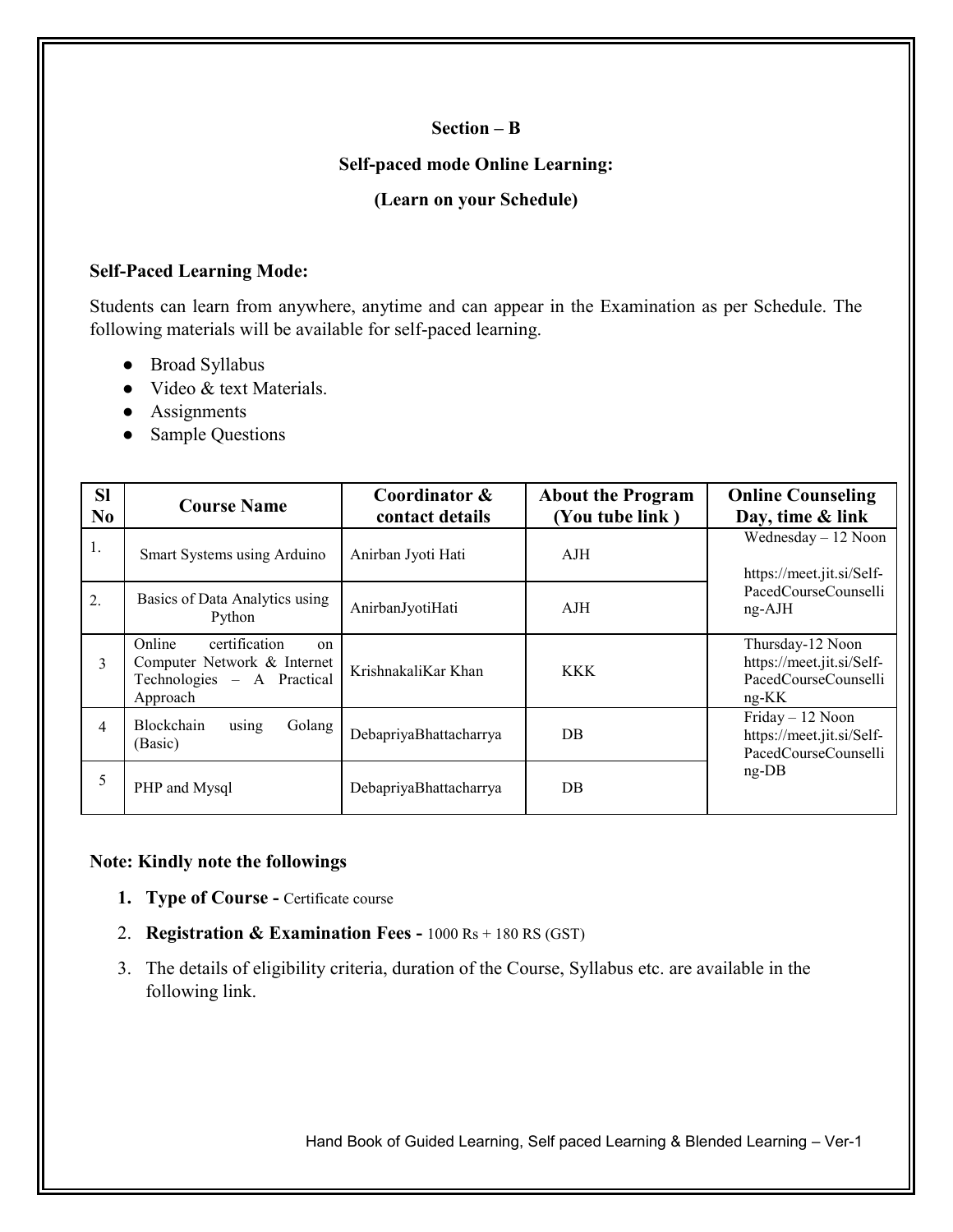## Section – B

## Self-paced mode Online Learning:

## (Learn on your Schedule)

**Self-Paced Learning Mode:**

Students can learn from anywhere, anytime and can appear in the Examination as per Schedule. The following materials will be available for self-paced learning.

- Broad Syllabus
- Video & text Materials.
- Assignments
- Sample Questions

| Sl No | Course Name | Coordinator & contact details | About the Program (You tube link ) | Online Counseling Day, time & link |
|---|---|---|---|---|
| 1. | Smart Systems using Arduino | Anirban Jyoti Hati | AJH | Wednesday – 12 Noon https://meet.jit.si/Self-PacedCourseCounselling-AJH |
| 2. | Basics of Data Analytics using Python | AnirbanJyotiHati | AJH | |
| 3 | Online certification on Computer Network & Internet Technologies – A Practical Approach | KrishnakaliKar Khan | KKK | Thursday-12 Noon https://meet.jit.si/Self-PacedCourseCounselling-KK |
| 4 | Blockchain using Golang (Basic) | DebapriyaBhattacharrya | DB | Friday – 12 Noon https://meet.jit.si/Self-PacedCourseCounselling-DB |
| 5 | PHP and Mysql | DebapriyaBhattacharrya | DB | |

**Note: Kindly note the followings**

1. **Type of Course -** Certificate course
2. **Registration & Examination Fees -** 1000 Rs + 180 RS (GST)
3. The details of eligibility criteria, duration of the Course, Syllabus etc. are available in the following link.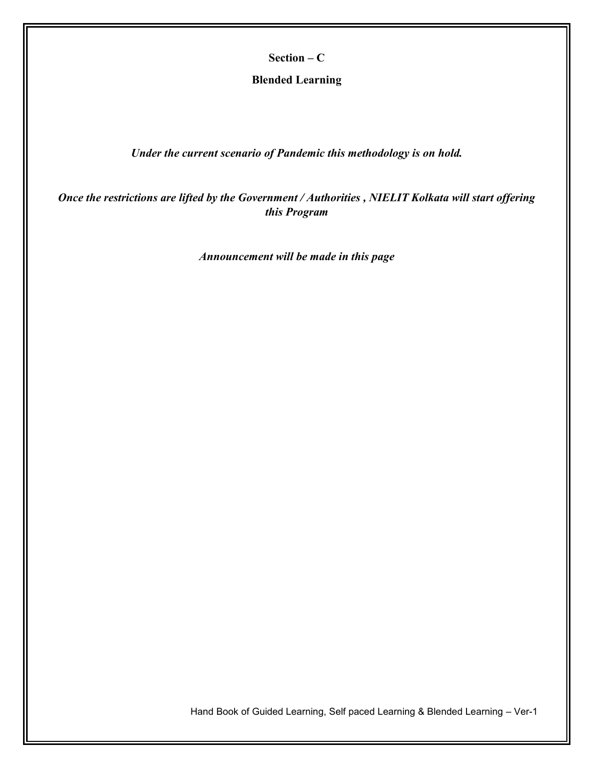## Section – C

## Blended Learning

***Under the current scenario of Pandemic this methodology is on hold.***

***Once the restrictions are lifted by the Government / Authorities , NIELIT Kolkata will start offering this Program***

***Announcement will be made in this page***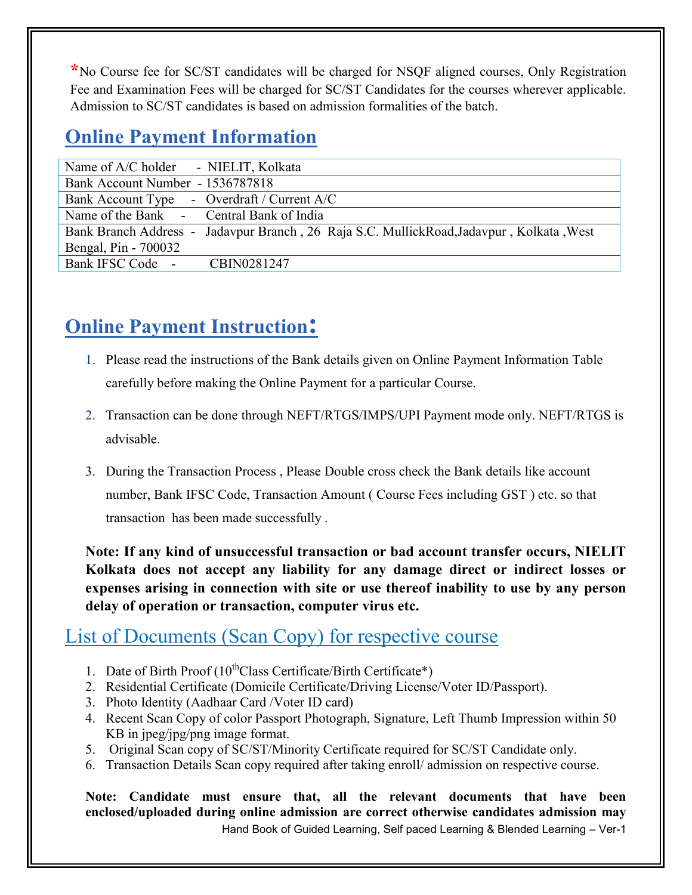*No Course fee for SC/ST candidates will be charged for NSQF aligned courses, Only Registration Fee and Examination Fees will be charged for SC/ST Candidates for the courses wherever applicable. Admission to SC/ST candidates is based on admission formalities of the batch.

## Online Payment Information

| |
|---|
| Name of A/C holder - NIELIT, Kolkata |
| Bank Account Number - 1536787818 |
| Bank Account Type - Overdraft / Current A/C |
| Name of the Bank - Central Bank of India |
| Bank Branch Address - Jadavpur Branch , 26 Raja S.C. MullickRoad,Jadavpur , Kolkata ,West Bengal, Pin - 700032 |
| Bank IFSC Code - CBIN0281247 |

## Online Payment Instruction:

1. Please read the instructions of the Bank details given on Online Payment Information Table carefully before making the Online Payment for a particular Course.
2. Transaction can be done through NEFT/RTGS/IMPS/UPI Payment mode only. NEFT/RTGS is advisable.
3. During the Transaction Process , Please Double cross check the Bank details like account number, Bank IFSC Code, Transaction Amount ( Course Fees including GST ) etc. so that transaction has been made successfully .

**Note: If any kind of unsuccessful transaction or bad account transfer occurs, NIELIT Kolkata does not accept any liability for any damage direct or indirect losses or expenses arising in connection with site or use thereof inability to use by any person delay of operation or transaction, computer virus etc.**

## List of Documents (Scan Copy) for respective course

1. Date of Birth Proof (10thClass Certificate/Birth Certificate*)
2. Residential Certificate (Domicile Certificate/Driving License/Voter ID/Passport).
3. Photo Identity (Aadhaar Card /Voter ID card)
4. Recent Scan Copy of color Passport Photograph, Signature, Left Thumb Impression within 50 KB in jpeg/jpg/png image format.
5. Original Scan copy of SC/ST/Minority Certificate required for SC/ST Candidate only.
6. Transaction Details Scan copy required after taking enroll/ admission on respective course.

**Note: Candidate must ensure that, all the relevant documents that have been enclosed/uploaded during online admission are correct otherwise candidates admission may**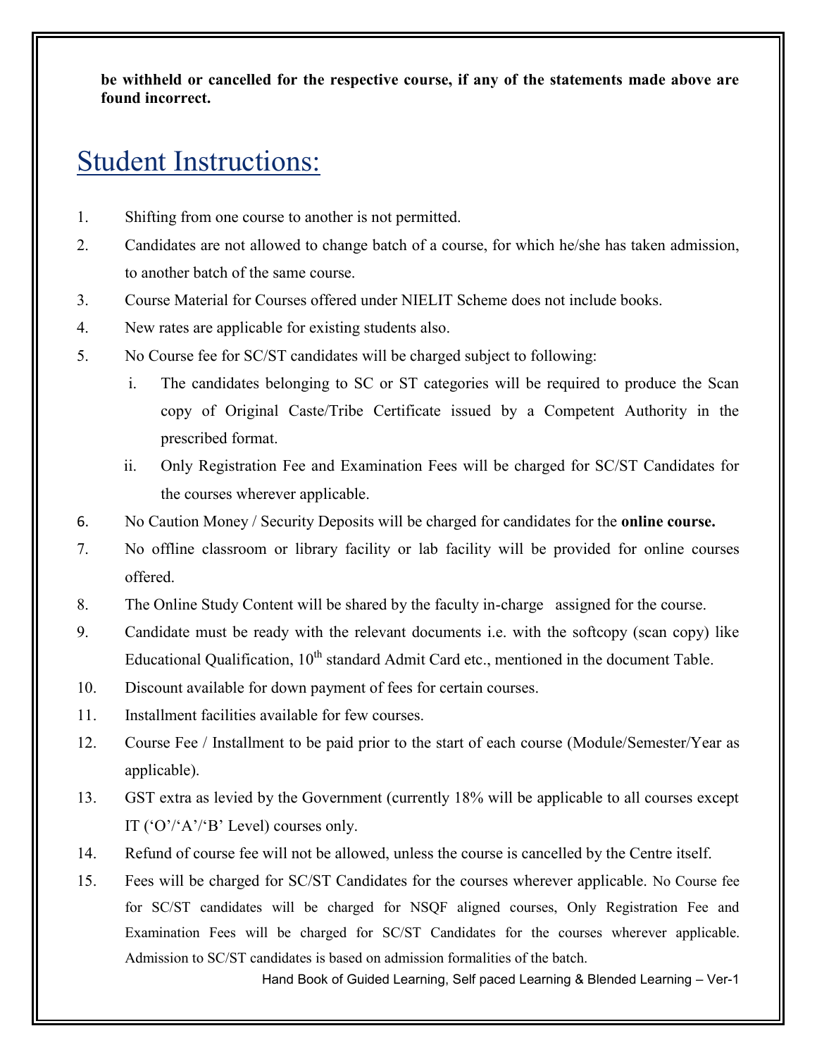**be withheld or cancelled for the respective course, if any of the statements made above are found incorrect.**

# Student Instructions:

1. Shifting from one course to another is not permitted.
2. Candidates are not allowed to change batch of a course, for which he/she has taken admission, to another batch of the same course.
3. Course Material for Courses offered under NIELIT Scheme does not include books.
4. New rates are applicable for existing students also.
5. No Course fee for SC/ST candidates will be charged subject to following:
   i. The candidates belonging to SC or ST categories will be required to produce the Scan copy of Original Caste/Tribe Certificate issued by a Competent Authority in the prescribed format.
   ii. Only Registration Fee and Examination Fees will be charged for SC/ST Candidates for the courses wherever applicable.
6. No Caution Money / Security Deposits will be charged for candidates for the **online course.**
7. No offline classroom or library facility or lab facility will be provided for online courses offered.
8. The Online Study Content will be shared by the faculty in-charge assigned for the course.
9. Candidate must be ready with the relevant documents i.e. with the softcopy (scan copy) like Educational Qualification, 10th standard Admit Card etc., mentioned in the document Table.
10. Discount available for down payment of fees for certain courses.
11. Installment facilities available for few courses.
12. Course Fee / Installment to be paid prior to the start of each course (Module/Semester/Year as applicable).
13. GST extra as levied by the Government (currently 18% will be applicable to all courses except IT ('O'/'A'/'B' Level) courses only.
14. Refund of course fee will not be allowed, unless the course is cancelled by the Centre itself.
15. Fees will be charged for SC/ST Candidates for the courses wherever applicable. No Course fee for SC/ST candidates will be charged for NSQF aligned courses, Only Registration Fee and Examination Fees will be charged for SC/ST Candidates for the courses wherever applicable. Admission to SC/ST candidates is based on admission formalities of the batch.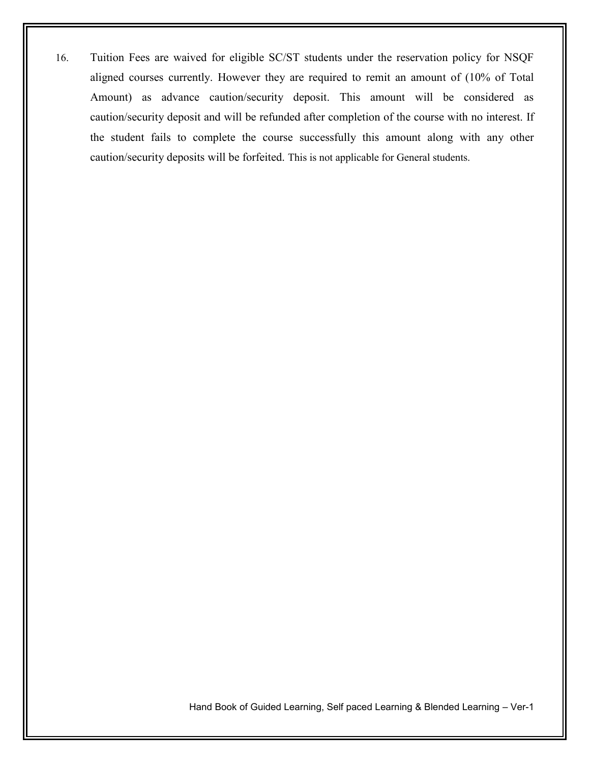16. Tuition Fees are waived for eligible SC/ST students under the reservation policy for NSQF aligned courses currently. However they are required to remit an amount of (10% of Total Amount) as advance caution/security deposit. This amount will be considered as caution/security deposit and will be refunded after completion of the course with no interest. If the student fails to complete the course successfully this amount along with any other caution/security deposits will be forfeited. This is not applicable for General students.